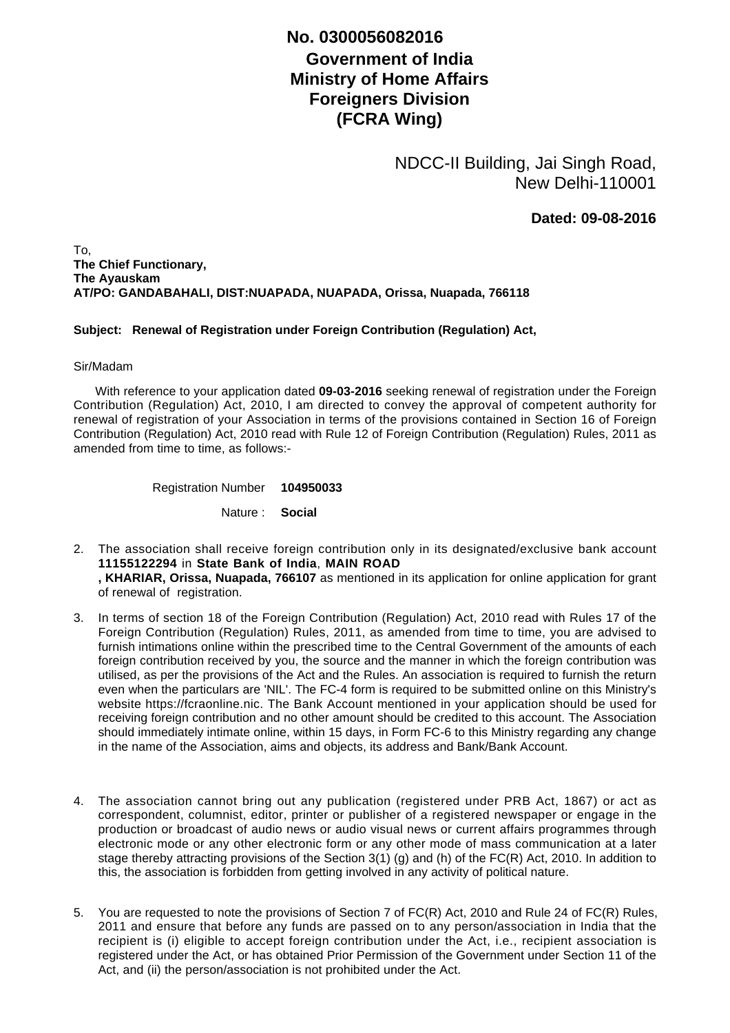**No. 0300056082016**

**Government of India**
**Ministry of Home Affairs**
**Foreigners Division**
**(FCRA Wing)**

NDCC-II Building, Jai Singh Road,
New Delhi-110001

**Dated: 09-08-2016**

To,
**The Chief Functionary,**
**The Ayauskam**
**AT/PO: GANDABAHALI, DIST:NUAPADA, NUAPADA, Orissa, Nuapada, 766118**

**Subject: Renewal of Registration under Foreign Contribution (Regulation) Act,**

Sir/Madam

With reference to your application dated **09-03-2016** seeking renewal of registration under the Foreign Contribution (Regulation) Act, 2010, I am directed to convey the approval of competent authority for renewal of registration of your Association in terms of the provisions contained in Section 16 of Foreign Contribution (Regulation) Act, 2010 read with Rule 12 of Foreign Contribution (Regulation) Rules, 2011 as amended from time to time, as follows:-

Registration Number **104950033**

Nature : **Social**

2. The association shall receive foreign contribution only in its designated/exclusive bank account **11155122294** in **State Bank of India**, **MAIN ROAD , KHARIAR, Orissa, Nuapada, 766107** as mentioned in its application for online application for grant of renewal of registration.

3. In terms of section 18 of the Foreign Contribution (Regulation) Act, 2010 read with Rules 17 of the Foreign Contribution (Regulation) Rules, 2011, as amended from time to time, you are advised to furnish intimations online within the prescribed time to the Central Government of the amounts of each foreign contribution received by you, the source and the manner in which the foreign contribution was utilised, as per the provisions of the Act and the Rules. An association is required to furnish the return even when the particulars are 'NIL'. The FC-4 form is required to be submitted online on this Ministry's website https://fcraonline.nic. The Bank Account mentioned in your application should be used for receiving foreign contribution and no other amount should be credited to this account. The Association should immediately intimate online, within 15 days, in Form FC-6 to this Ministry regarding any change in the name of the Association, aims and objects, its address and Bank/Bank Account.

4. The association cannot bring out any publication (registered under PRB Act, 1867) or act as correspondent, columnist, editor, printer or publisher of a registered newspaper or engage in the production or broadcast of audio news or audio visual news or current affairs programmes through electronic mode or any other electronic form or any other mode of mass communication at a later stage thereby attracting provisions of the Section 3(1) (g) and (h) of the FC(R) Act, 2010. In addition to this, the association is forbidden from getting involved in any activity of political nature.

5. You are requested to note the provisions of Section 7 of FC(R) Act, 2010 and Rule 24 of FC(R) Rules, 2011 and ensure that before any funds are passed on to any person/association in India that the recipient is (i) eligible to accept foreign contribution under the Act, i.e., recipient association is registered under the Act, or has obtained Prior Permission of the Government under Section 11 of the Act, and (ii) the person/association is not prohibited under the Act.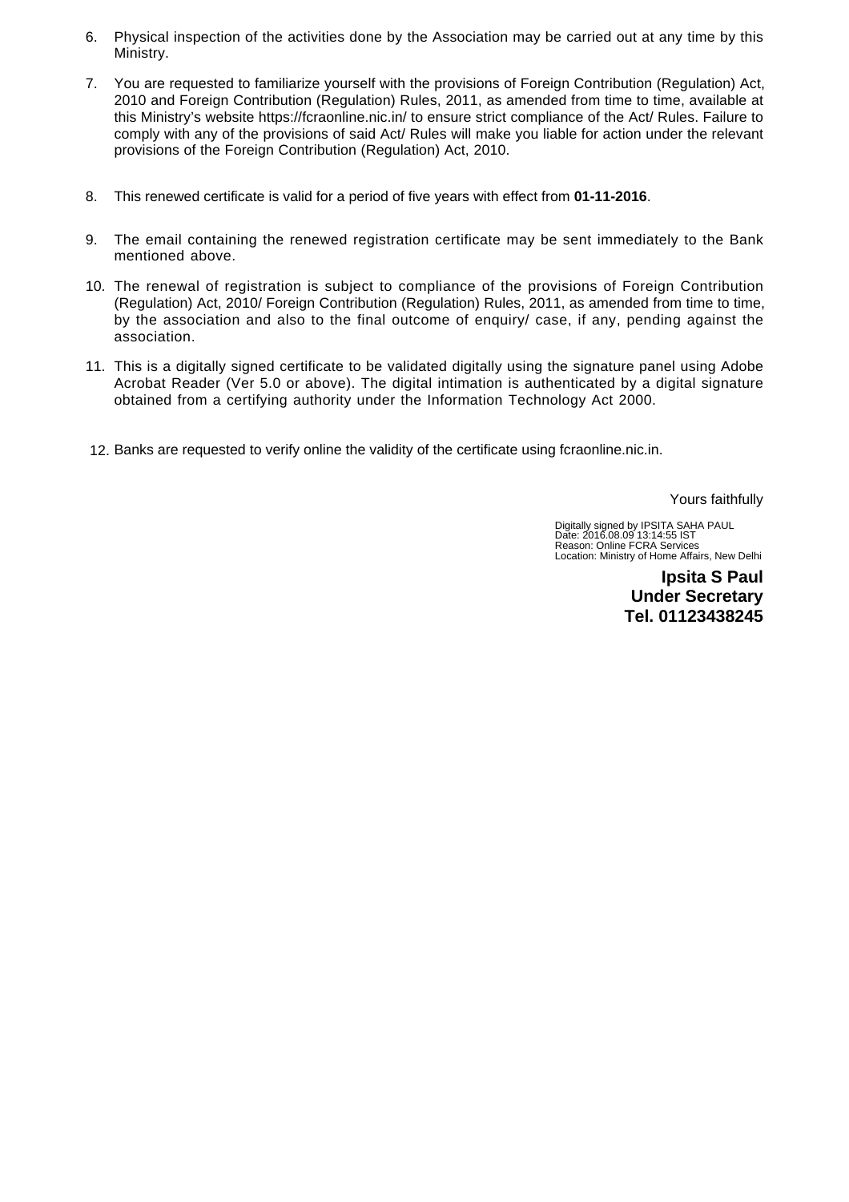6. Physical inspection of the activities done by the Association may be carried out at any time by this Ministry.

7. You are requested to familiarize yourself with the provisions of Foreign Contribution (Regulation) Act, 2010 and Foreign Contribution (Regulation) Rules, 2011, as amended from time to time, available at this Ministry's website https://fcraonline.nic.in/ to ensure strict compliance of the Act/ Rules. Failure to comply with any of the provisions of said Act/ Rules will make you liable for action under the relevant provisions of the Foreign Contribution (Regulation) Act, 2010.

8. This renewed certificate is valid for a period of five years with effect from **01-11-2016**.

9. The email containing the renewed registration certificate may be sent immediately to the Bank mentioned above.

10. The renewal of registration is subject to compliance of the provisions of Foreign Contribution (Regulation) Act, 2010/ Foreign Contribution (Regulation) Rules, 2011, as amended from time to time, by the association and also to the final outcome of enquiry/ case, if any, pending against the association.

11. This is a digitally signed certificate to be validated digitally using the signature panel using Adobe Acrobat Reader (Ver 5.0 or above). The digital intimation is authenticated by a digital signature obtained from a certifying authority under the Information Technology Act 2000.

12. Banks are requested to verify online the validity of the certificate using fcraonline.nic.in.

Yours faithfully

Digitally signed by IPSITA SAHA PAUL
Date: 2016.08.09 13:14:55 IST
Reason: Online FCRA Services
Location: Ministry of Home Affairs, New Delhi

**Ipsita S Paul**
**Under Secretary**
**Tel. 01123438245**